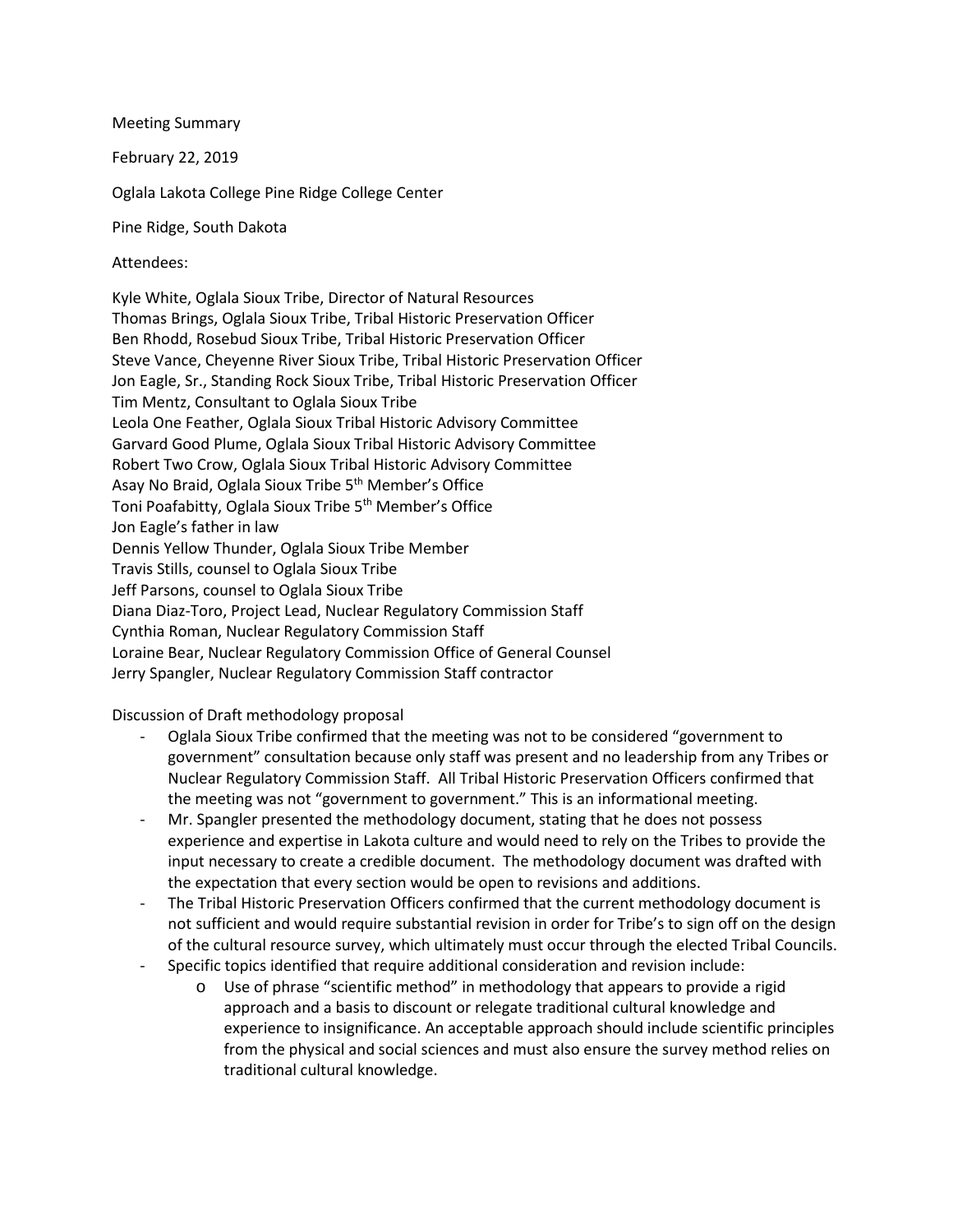Meeting Summary

February 22, 2019

Oglala Lakota College Pine Ridge College Center

Pine Ridge, South Dakota

Attendees:

Kyle White, Oglala Sioux Tribe, Director of Natural Resources
Thomas Brings, Oglala Sioux Tribe, Tribal Historic Preservation Officer
Ben Rhodd, Rosebud Sioux Tribe, Tribal Historic Preservation Officer
Steve Vance, Cheyenne River Sioux Tribe, Tribal Historic Preservation Officer
Jon Eagle, Sr., Standing Rock Sioux Tribe, Tribal Historic Preservation Officer
Tim Mentz, Consultant to Oglala Sioux Tribe
Leola One Feather, Oglala Sioux Tribal Historic Advisory Committee
Garvard Good Plume, Oglala Sioux Tribal Historic Advisory Committee
Robert Two Crow, Oglala Sioux Tribal Historic Advisory Committee
Asay No Braid, Oglala Sioux Tribe 5th Member's Office
Toni Poafabitty, Oglala Sioux Tribe 5th Member's Office
Jon Eagle's father in law
Dennis Yellow Thunder, Oglala Sioux Tribe Member
Travis Stills, counsel to Oglala Sioux Tribe
Jeff Parsons, counsel to Oglala Sioux Tribe
Diana Diaz-Toro, Project Lead, Nuclear Regulatory Commission Staff
Cynthia Roman, Nuclear Regulatory Commission Staff
Loraine Bear, Nuclear Regulatory Commission Office of General Counsel
Jerry Spangler, Nuclear Regulatory Commission Staff contractor

Discussion of Draft methodology proposal

- Oglala Sioux Tribe confirmed that the meeting was not to be considered "government to government" consultation because only staff was present and no leadership from any Tribes or Nuclear Regulatory Commission Staff. All Tribal Historic Preservation Officers confirmed that the meeting was not "government to government." This is an informational meeting.
- Mr. Spangler presented the methodology document, stating that he does not possess experience and expertise in Lakota culture and would need to rely on the Tribes to provide the input necessary to create a credible document. The methodology document was drafted with the expectation that every section would be open to revisions and additions.
- The Tribal Historic Preservation Officers confirmed that the current methodology document is not sufficient and would require substantial revision in order for Tribe's to sign off on the design of the cultural resource survey, which ultimately must occur through the elected Tribal Councils.
- Specific topics identified that require additional consideration and revision include:
  - Use of phrase "scientific method" in methodology that appears to provide a rigid approach and a basis to discount or relegate traditional cultural knowledge and experience to insignificance. An acceptable approach should include scientific principles from the physical and social sciences and must also ensure the survey method relies on traditional cultural knowledge.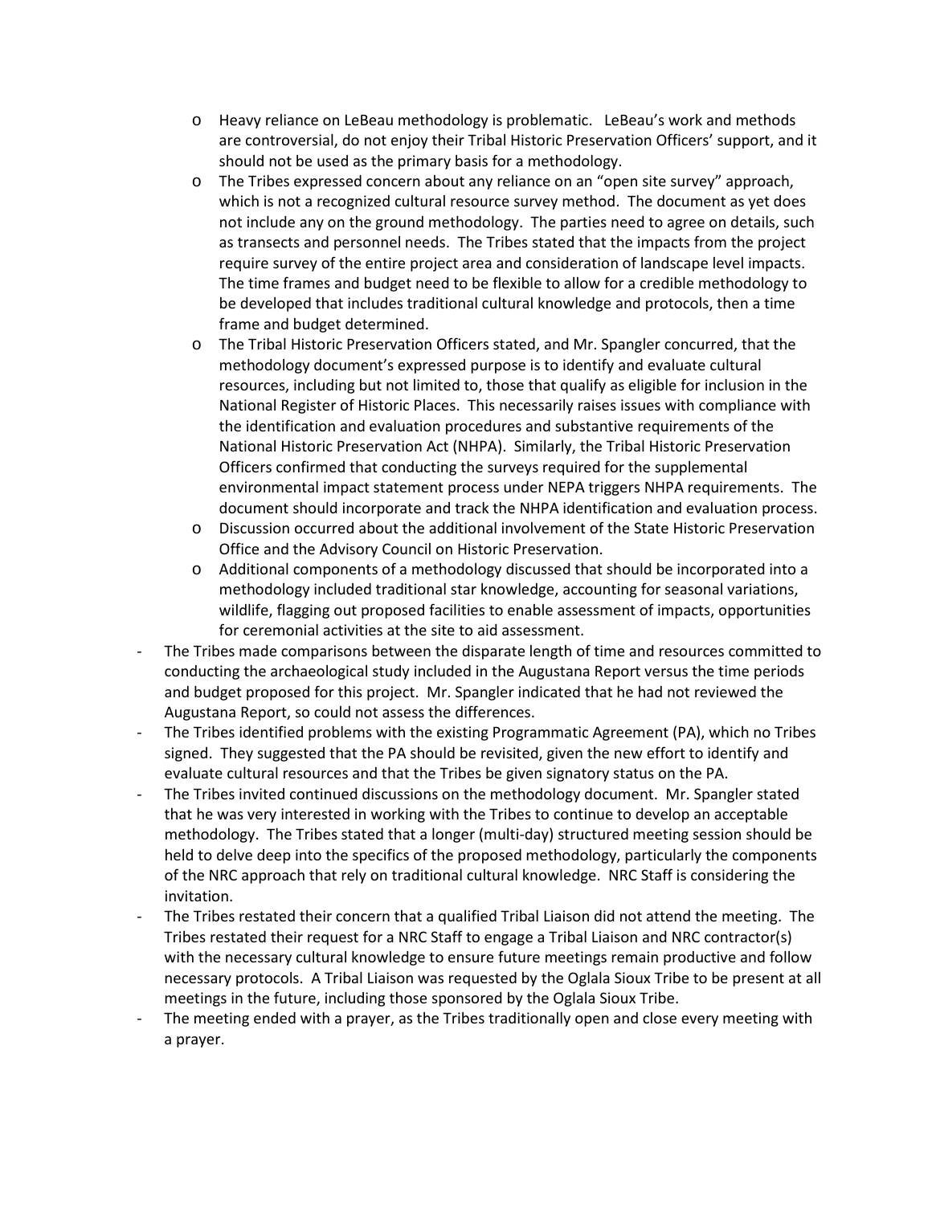- Heavy reliance on LeBeau methodology is problematic. LeBeau's work and methods are controversial, do not enjoy their Tribal Historic Preservation Officers' support, and it should not be used as the primary basis for a methodology.
  - The Tribes expressed concern about any reliance on an "open site survey" approach, which is not a recognized cultural resource survey method. The document as yet does not include any on the ground methodology. The parties need to agree on details, such as transects and personnel needs. The Tribes stated that the impacts from the project require survey of the entire project area and consideration of landscape level impacts. The time frames and budget need to be flexible to allow for a credible methodology to be developed that includes traditional cultural knowledge and protocols, then a time frame and budget determined.
  - The Tribal Historic Preservation Officers stated, and Mr. Spangler concurred, that the methodology document's expressed purpose is to identify and evaluate cultural resources, including but not limited to, those that qualify as eligible for inclusion in the National Register of Historic Places. This necessarily raises issues with compliance with the identification and evaluation procedures and substantive requirements of the National Historic Preservation Act (NHPA). Similarly, the Tribal Historic Preservation Officers confirmed that conducting the surveys required for the supplemental environmental impact statement process under NEPA triggers NHPA requirements. The document should incorporate and track the NHPA identification and evaluation process.
  - Discussion occurred about the additional involvement of the State Historic Preservation Office and the Advisory Council on Historic Preservation.
  - Additional components of a methodology discussed that should be incorporated into a methodology included traditional star knowledge, accounting for seasonal variations, wildlife, flagging out proposed facilities to enable assessment of impacts, opportunities for ceremonial activities at the site to aid assessment.
- The Tribes made comparisons between the disparate length of time and resources committed to conducting the archaeological study included in the Augustana Report versus the time periods and budget proposed for this project. Mr. Spangler indicated that he had not reviewed the Augustana Report, so could not assess the differences.
- The Tribes identified problems with the existing Programmatic Agreement (PA), which no Tribes signed. They suggested that the PA should be revisited, given the new effort to identify and evaluate cultural resources and that the Tribes be given signatory status on the PA.
- The Tribes invited continued discussions on the methodology document. Mr. Spangler stated that he was very interested in working with the Tribes to continue to develop an acceptable methodology. The Tribes stated that a longer (multi-day) structured meeting session should be held to delve deep into the specifics of the proposed methodology, particularly the components of the NRC approach that rely on traditional cultural knowledge. NRC Staff is considering the invitation.
- The Tribes restated their concern that a qualified Tribal Liaison did not attend the meeting. The Tribes restated their request for a NRC Staff to engage a Tribal Liaison and NRC contractor(s) with the necessary cultural knowledge to ensure future meetings remain productive and follow necessary protocols. A Tribal Liaison was requested by the Oglala Sioux Tribe to be present at all meetings in the future, including those sponsored by the Oglala Sioux Tribe.
- The meeting ended with a prayer, as the Tribes traditionally open and close every meeting with a prayer.